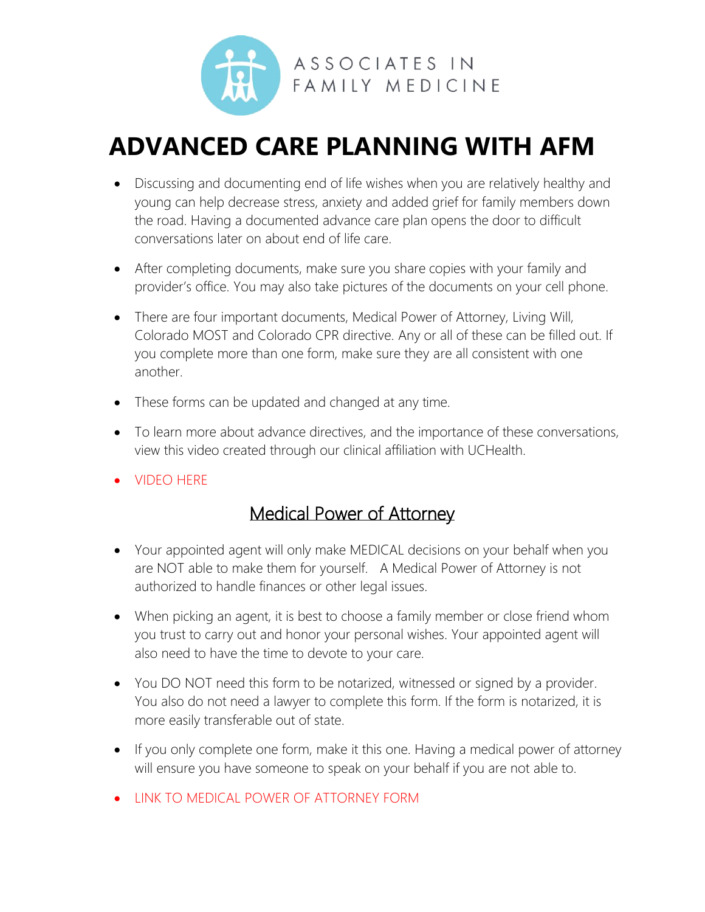ASSOCIATES IN FAMILY MEDICINE

# ADVANCED CARE PLANNING WITH AFM

- Discussing and documenting end of life wishes when you are relatively healthy and young can help decrease stress, anxiety and added grief for family members down the road. Having a documented advance care plan opens the door to difficult conversations later on about end of life care.
- After completing documents, make sure you share copies with your family and provider's office. You may also take pictures of the documents on your cell phone.
- There are four important documents, Medical Power of Attorney, Living Will, Colorado MOST and Colorado CPR directive. Any or all of these can be filled out. If you complete more than one form, make sure they are all consistent with one another.
- These forms can be updated and changed at any time.
- To learn more about advance directives, and the importance of these conversations, view this video created through our clinical affiliation with UCHealth.
- VIDEO HERE

## Medical Power of Attorney

- Your appointed agent will only make MEDICAL decisions on your behalf when you are NOT able to make them for yourself. A Medical Power of Attorney is not authorized to handle finances or other legal issues.
- When picking an agent, it is best to choose a family member or close friend whom you trust to carry out and honor your personal wishes. Your appointed agent will also need to have the time to devote to your care.
- You DO NOT need this form to be notarized, witnessed or signed by a provider. You also do not need a lawyer to complete this form. If the form is notarized, it is more easily transferable out of state.
- If you only complete one form, make it this one. Having a medical power of attorney will ensure you have someone to speak on your behalf if you are not able to.
- LINK TO MEDICAL POWER OF ATTORNEY FORM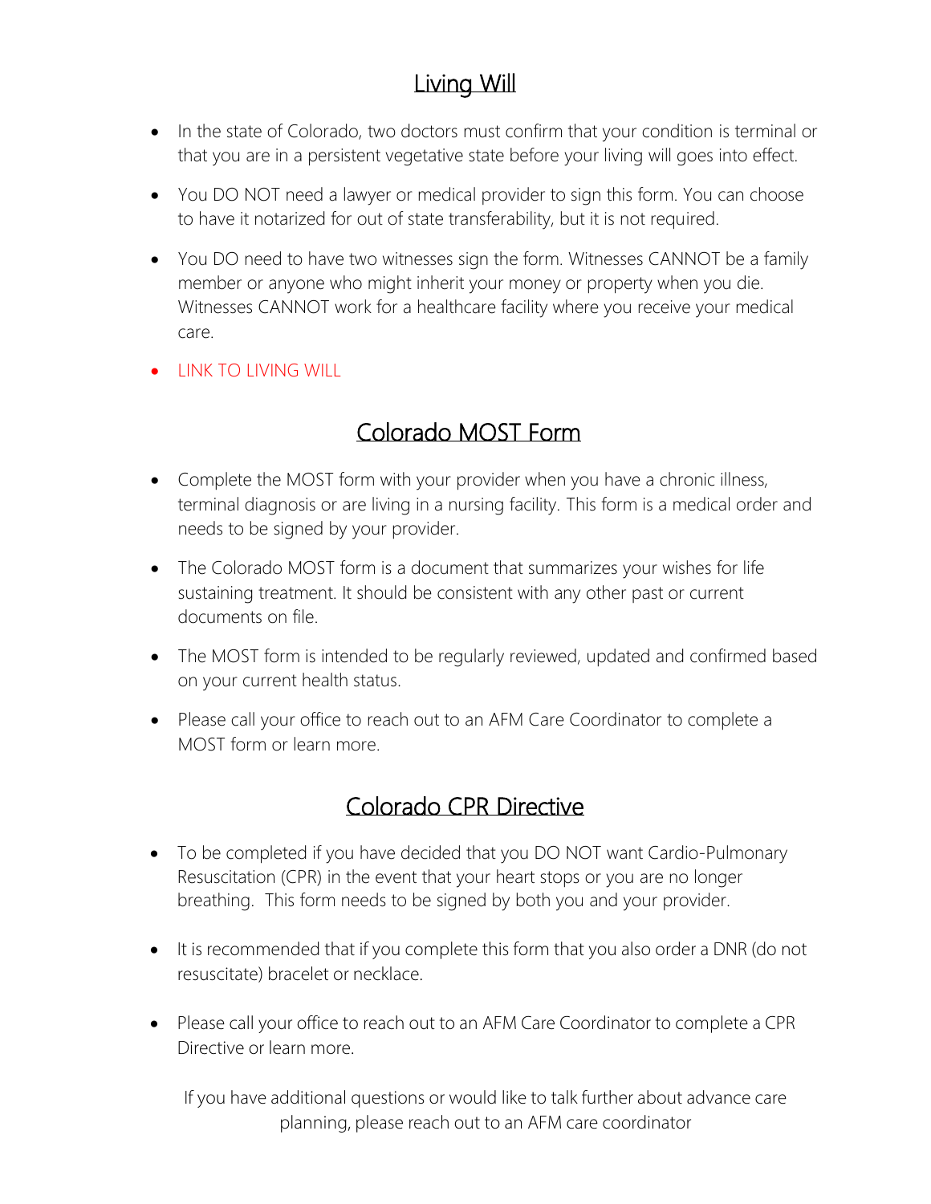## Living Will

- In the state of Colorado, two doctors must confirm that your condition is terminal or that you are in a persistent vegetative state before your living will goes into effect.
- You DO NOT need a lawyer or medical provider to sign this form. You can choose to have it notarized for out of state transferability, but it is not required.
- You DO need to have two witnesses sign the form. Witnesses CANNOT be a family member or anyone who might inherit your money or property when you die. Witnesses CANNOT work for a healthcare facility where you receive your medical care.
- LINK TO LIVING WILL

## Colorado MOST Form

- Complete the MOST form with your provider when you have a chronic illness, terminal diagnosis or are living in a nursing facility. This form is a medical order and needs to be signed by your provider.
- The Colorado MOST form is a document that summarizes your wishes for life sustaining treatment. It should be consistent with any other past or current documents on file.
- The MOST form is intended to be regularly reviewed, updated and confirmed based on your current health status.
- Please call your office to reach out to an AFM Care Coordinator to complete a MOST form or learn more.

## Colorado CPR Directive

- To be completed if you have decided that you DO NOT want Cardio-Pulmonary Resuscitation (CPR) in the event that your heart stops or you are no longer breathing. This form needs to be signed by both you and your provider.
- It is recommended that if you complete this form that you also order a DNR (do not resuscitate) bracelet or necklace.
- Please call your office to reach out to an AFM Care Coordinator to complete a CPR Directive or learn more.

If you have additional questions or would like to talk further about advance care planning, please reach out to an AFM care coordinator